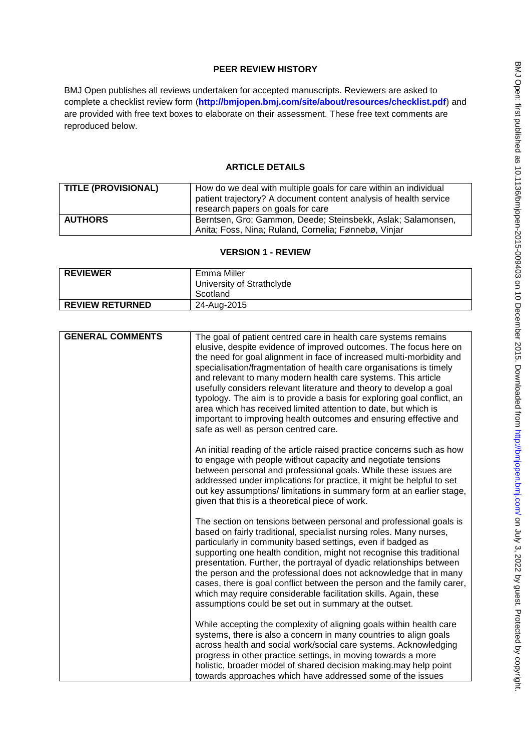## PEER REVIEW HISTORY

BMJ Open publishes all reviews undertaken for accepted manuscripts. Reviewers are asked to complete a checklist review form (**http://bmjopen.bmj.com/site/about/resources/checklist.pdf**) and are provided with free text boxes to elaborate on their assessment. These free text comments are reproduced below.

## ARTICLE DETAILS

| | |
|---|---|
| **TITLE (PROVISIONAL)** | How do we deal with multiple goals for care within an individual patient trajectory? A document content analysis of health service research papers on goals for care |
| **AUTHORS** | Berntsen, Gro; Gammon, Deede; Steinsbekk, Aslak; Salamonsen, Anita; Foss, Nina; Ruland, Cornelia; Fønnebø, Vinjar |

## VERSION 1 - REVIEW

| | |
|---|---|
| **REVIEWER** | Emma Miller<br>University of Strathclyde<br>Scotland |
| **REVIEW RETURNED** | 24-Aug-2015 |

| | |
|---|---|
| **GENERAL COMMENTS** | The goal of patient centred care in health care systems remains elusive, despite evidence of improved outcomes. The focus here on the need for goal alignment in face of increased multi-morbidity and specialisation/fragmentation of health care organisations is timely and relevant to many modern health care systems. This article usefully considers relevant literature and theory to develop a goal typology. The aim is to provide a basis for exploring goal conflict, an area which has received limited attention to date, but which is important to improving health outcomes and ensuring effective and safe as well as person centred care.<br><br>An initial reading of the article raised practice concerns such as how to engage with people without capacity and negotiate tensions between personal and professional goals. While these issues are addressed under implications for practice, it might be helpful to set out key assumptions/ limitations in summary form at an earlier stage, given that this is a theoretical piece of work.<br><br>The section on tensions between personal and professional goals is based on fairly traditional, specialist nursing roles. Many nurses, particularly in community based settings, even if badged as supporting one health condition, might not recognise this traditional presentation. Further, the portrayal of dyadic relationships between the person and the professional does not acknowledge that in many cases, there is goal conflict between the person and the family carer, which may require considerable facilitation skills. Again, these assumptions could be set out in summary at the outset.<br><br>While accepting the complexity of aligning goals within health care systems, there is also a concern in many countries to align goals across health and social work/social care systems. Acknowledging progress in other practice settings, in moving towards a more holistic, broader model of shared decision making.may help point towards approaches which have addressed some of the issues |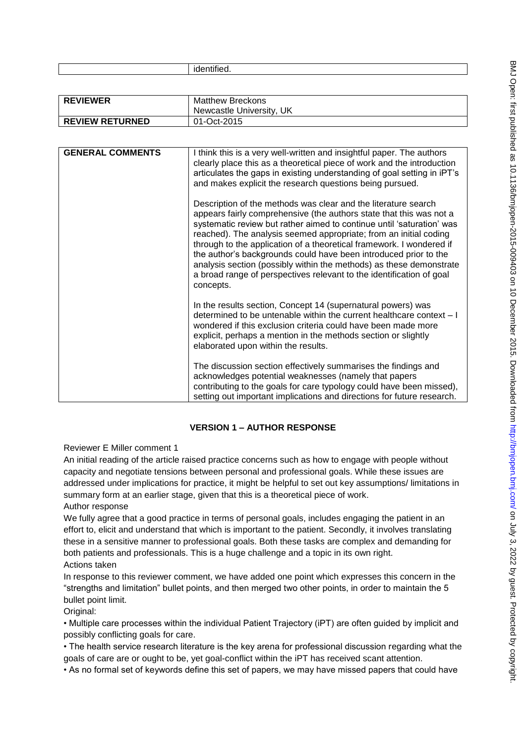| | identified. |
|---|---|

| REVIEWER | Matthew Breckons<br>Newcastle University, UK |
|---|---|
| REVIEW RETURNED | 01-Oct-2015 |

| GENERAL COMMENTS | I think this is a very well-written and insightful paper. The authors clearly place this as a theoretical piece of work and the introduction articulates the gaps in existing understanding of goal setting in iPT's and makes explicit the research questions being pursued.<br><br>Description of the methods was clear and the literature search appears fairly comprehensive (the authors state that this was not a systematic review but rather aimed to continue until 'saturation' was reached). The analysis seemed appropriate; from an initial coding through to the application of a theoretical framework. I wondered if the author's backgrounds could have been introduced prior to the analysis section (possibly within the methods) as these demonstrate a broad range of perspectives relevant to the identification of goal concepts.<br><br>In the results section, Concept 14 (supernatural powers) was determined to be untenable within the current healthcare context – I wondered if this exclusion criteria could have been made more explicit, perhaps a mention in the methods section or slightly elaborated upon within the results.<br><br>The discussion section effectively summarises the findings and acknowledges potential weaknesses (namely that papers contributing to the goals for care typology could have been missed), setting out important implications and directions for future research. |
|---|---|

## VERSION 1 – AUTHOR RESPONSE

Reviewer E Miller comment 1

An initial reading of the article raised practice concerns such as how to engage with people without capacity and negotiate tensions between personal and professional goals. While these issues are addressed under implications for practice, it might be helpful to set out key assumptions/ limitations in summary form at an earlier stage, given that this is a theoretical piece of work.

Author response

We fully agree that a good practice in terms of personal goals, includes engaging the patient in an effort to, elicit and understand that which is important to the patient. Secondly, it involves translating these in a sensitive manner to professional goals. Both these tasks are complex and demanding for both patients and professionals. This is a huge challenge and a topic in its own right.

Actions taken

In response to this reviewer comment, we have added one point which expresses this concern in the "strengths and limitation" bullet points, and then merged two other points, in order to maintain the 5 bullet point limit.

Original:

• Multiple care processes within the individual Patient Trajectory (iPT) are often guided by implicit and possibly conflicting goals for care.

• The health service research literature is the key arena for professional discussion regarding what the goals of care are or ought to be, yet goal-conflict within the iPT has received scant attention.

• As no formal set of keywords define this set of papers, we may have missed papers that could have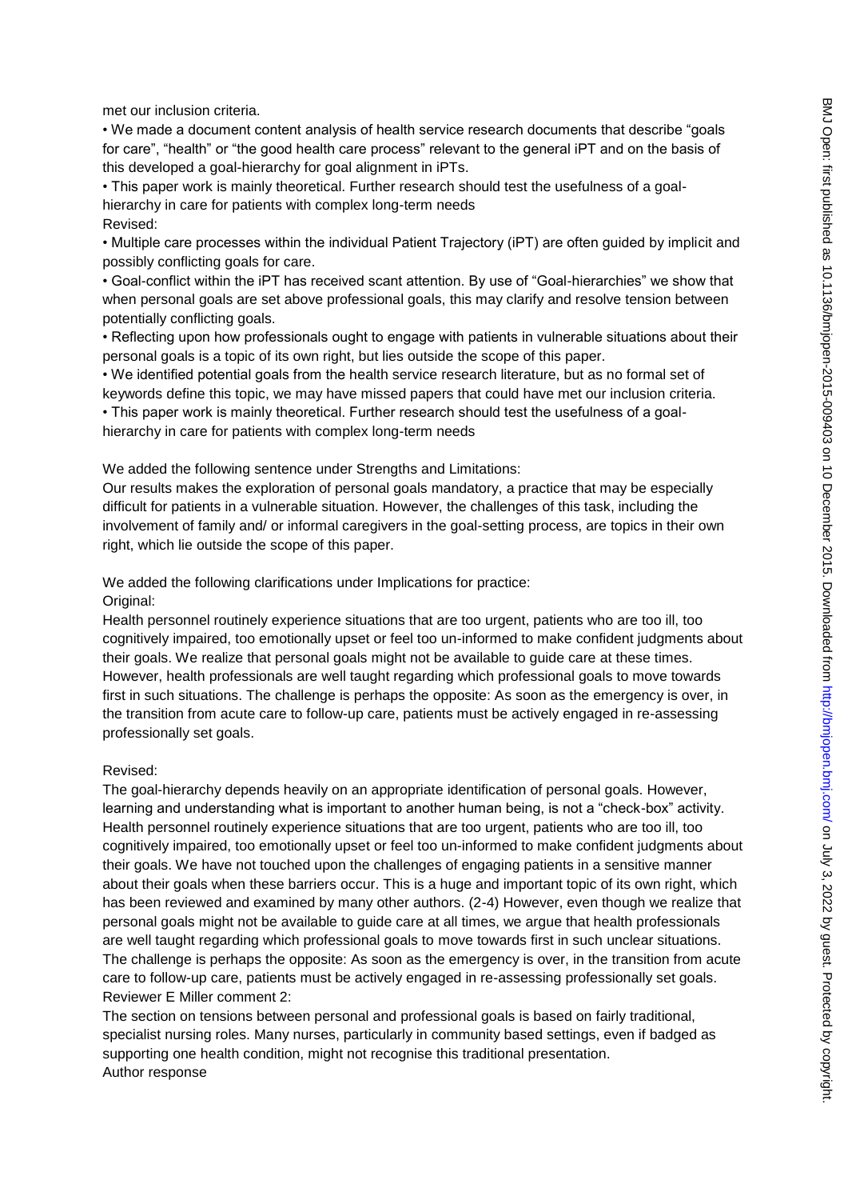met our inclusion criteria.

• We made a document content analysis of health service research documents that describe "goals for care", "health" or "the good health care process" relevant to the general iPT and on the basis of this developed a goal-hierarchy for goal alignment in iPTs.

• This paper work is mainly theoretical. Further research should test the usefulness of a goal-hierarchy in care for patients with complex long-term needs

Revised:

• Multiple care processes within the individual Patient Trajectory (iPT) are often guided by implicit and possibly conflicting goals for care.

• Goal-conflict within the iPT has received scant attention. By use of "Goal-hierarchies" we show that when personal goals are set above professional goals, this may clarify and resolve tension between potentially conflicting goals.

• Reflecting upon how professionals ought to engage with patients in vulnerable situations about their personal goals is a topic of its own right, but lies outside the scope of this paper.

• We identified potential goals from the health service research literature, but as no formal set of keywords define this topic, we may have missed papers that could have met our inclusion criteria.

• This paper work is mainly theoretical. Further research should test the usefulness of a goal-hierarchy in care for patients with complex long-term needs

We added the following sentence under Strengths and Limitations:

Our results makes the exploration of personal goals mandatory, a practice that may be especially difficult for patients in a vulnerable situation. However, the challenges of this task, including the involvement of family and/ or informal caregivers in the goal-setting process, are topics in their own right, which lie outside the scope of this paper.

We added the following clarifications under Implications for practice:

Original:

Health personnel routinely experience situations that are too urgent, patients who are too ill, too cognitively impaired, too emotionally upset or feel too un-informed to make confident judgments about their goals. We realize that personal goals might not be available to guide care at these times. However, health professionals are well taught regarding which professional goals to move towards first in such situations. The challenge is perhaps the opposite: As soon as the emergency is over, in the transition from acute care to follow-up care, patients must be actively engaged in re-assessing professionally set goals.

Revised:

The goal-hierarchy depends heavily on an appropriate identification of personal goals. However, learning and understanding what is important to another human being, is not a "check-box" activity. Health personnel routinely experience situations that are too urgent, patients who are too ill, too cognitively impaired, too emotionally upset or feel too un-informed to make confident judgments about their goals. We have not touched upon the challenges of engaging patients in a sensitive manner about their goals when these barriers occur. This is a huge and important topic of its own right, which has been reviewed and examined by many other authors. (2-4) However, even though we realize that personal goals might not be available to guide care at all times, we argue that health professionals are well taught regarding which professional goals to move towards first in such unclear situations. The challenge is perhaps the opposite: As soon as the emergency is over, in the transition from acute care to follow-up care, patients must be actively engaged in re-assessing professionally set goals.

Reviewer E Miller comment 2:

The section on tensions between personal and professional goals is based on fairly traditional, specialist nursing roles. Many nurses, particularly in community based settings, even if badged as supporting one health condition, might not recognise this traditional presentation.

Author response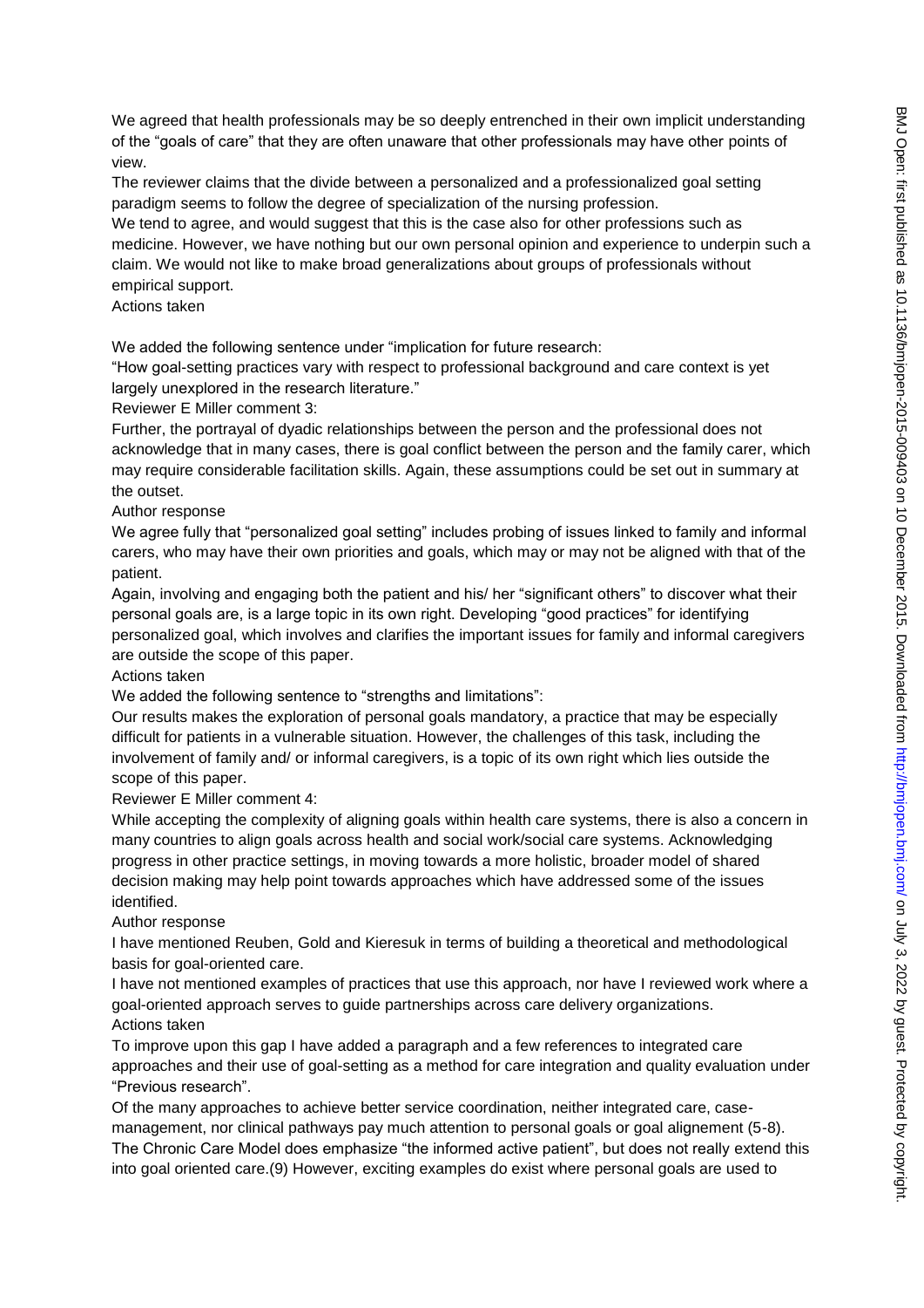We agreed that health professionals may be so deeply entrenched in their own implicit understanding of the "goals of care" that they are often unaware that other professionals may have other points of view.

The reviewer claims that the divide between a personalized and a professionalized goal setting paradigm seems to follow the degree of specialization of the nursing profession.

We tend to agree, and would suggest that this is the case also for other professions such as medicine. However, we have nothing but our own personal opinion and experience to underpin such a claim. We would not like to make broad generalizations about groups of professionals without empirical support.

Actions taken

We added the following sentence under "implication for future research:

"How goal-setting practices vary with respect to professional background and care context is yet largely unexplored in the research literature."

Reviewer E Miller comment 3:

Further, the portrayal of dyadic relationships between the person and the professional does not acknowledge that in many cases, there is goal conflict between the person and the family carer, which may require considerable facilitation skills. Again, these assumptions could be set out in summary at the outset.

Author response

We agree fully that "personalized goal setting" includes probing of issues linked to family and informal carers, who may have their own priorities and goals, which may or may not be aligned with that of the patient.

Again, involving and engaging both the patient and his/ her "significant others" to discover what their personal goals are, is a large topic in its own right. Developing "good practices" for identifying personalized goal, which involves and clarifies the important issues for family and informal caregivers are outside the scope of this paper.

Actions taken

We added the following sentence to "strengths and limitations":

Our results makes the exploration of personal goals mandatory, a practice that may be especially difficult for patients in a vulnerable situation. However, the challenges of this task, including the involvement of family and/ or informal caregivers, is a topic of its own right which lies outside the scope of this paper.

Reviewer E Miller comment 4:

While accepting the complexity of aligning goals within health care systems, there is also a concern in many countries to align goals across health and social work/social care systems. Acknowledging progress in other practice settings, in moving towards a more holistic, broader model of shared decision making may help point towards approaches which have addressed some of the issues identified.

Author response

I have mentioned Reuben, Gold and Kieresuk in terms of building a theoretical and methodological basis for goal-oriented care.

I have not mentioned examples of practices that use this approach, nor have I reviewed work where a goal-oriented approach serves to guide partnerships across care delivery organizations.

Actions taken

To improve upon this gap I have added a paragraph and a few references to integrated care approaches and their use of goal-setting as a method for care integration and quality evaluation under "Previous research".

Of the many approaches to achieve better service coordination, neither integrated care, case-management, nor clinical pathways pay much attention to personal goals or goal alignement (5-8). The Chronic Care Model does emphasize "the informed active patient", but does not really extend this into goal oriented care.(9) However, exciting examples do exist where personal goals are used to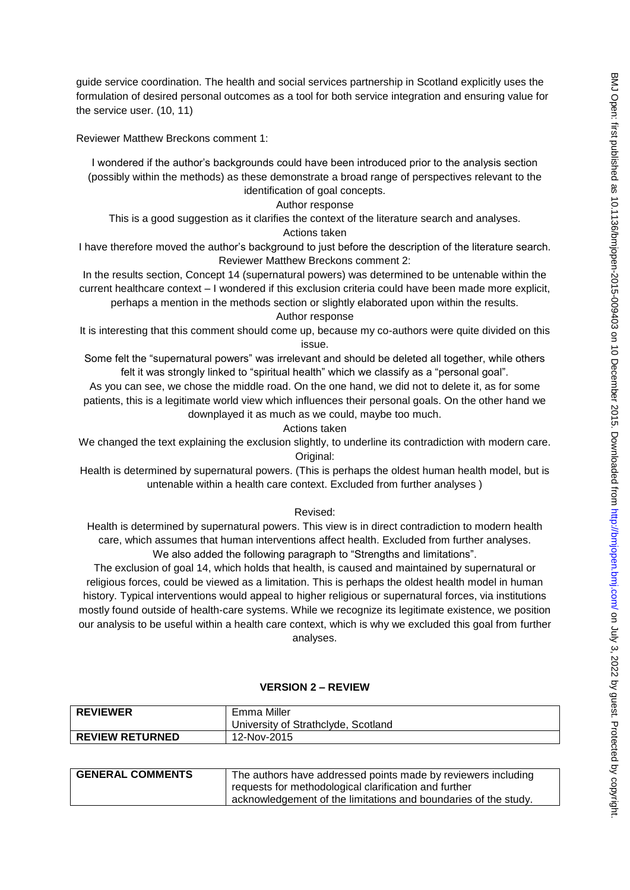guide service coordination. The health and social services partnership in Scotland explicitly uses the formulation of desired personal outcomes as a tool for both service integration and ensuring value for the service user. (10, 11)

Reviewer Matthew Breckons comment 1:

I wondered if the author's backgrounds could have been introduced prior to the analysis section (possibly within the methods) as these demonstrate a broad range of perspectives relevant to the identification of goal concepts.

Author response

This is a good suggestion as it clarifies the context of the literature search and analyses.

Actions taken

I have therefore moved the author's background to just before the description of the literature search.

Reviewer Matthew Breckons comment 2:

In the results section, Concept 14 (supernatural powers) was determined to be untenable within the current healthcare context – I wondered if this exclusion criteria could have been made more explicit, perhaps a mention in the methods section or slightly elaborated upon within the results.

Author response

It is interesting that this comment should come up, because my co-authors were quite divided on this issue.

Some felt the "supernatural powers" was irrelevant and should be deleted all together, while others felt it was strongly linked to "spiritual health" which we classify as a "personal goal".

As you can see, we chose the middle road. On the one hand, we did not to delete it, as for some patients, this is a legitimate world view which influences their personal goals. On the other hand we downplayed it as much as we could, maybe too much.

Actions taken

We changed the text explaining the exclusion slightly, to underline its contradiction with modern care.

Original:

Health is determined by supernatural powers. (This is perhaps the oldest human health model, but is untenable within a health care context. Excluded from further analyses )

Revised:

Health is determined by supernatural powers. This view is in direct contradiction to modern health care, which assumes that human interventions affect health. Excluded from further analyses.

We also added the following paragraph to "Strengths and limitations".

The exclusion of goal 14, which holds that health, is caused and maintained by supernatural or religious forces, could be viewed as a limitation. This is perhaps the oldest health model in human history. Typical interventions would appeal to higher religious or supernatural forces, via institutions mostly found outside of health-care systems. While we recognize its legitimate existence, we position our analysis to be useful within a health care context, which is why we excluded this goal from further analyses.

## VERSION 2 – REVIEW

| | |
|---|---|
| **REVIEWER** | Emma Miller<br>University of Strathclyde, Scotland |
| **REVIEW RETURNED** | 12-Nov-2015 |

| | |
|---|---|
| **GENERAL COMMENTS** | The authors have addressed points made by reviewers including requests for methodological clarification and further acknowledgement of the limitations and boundaries of the study. |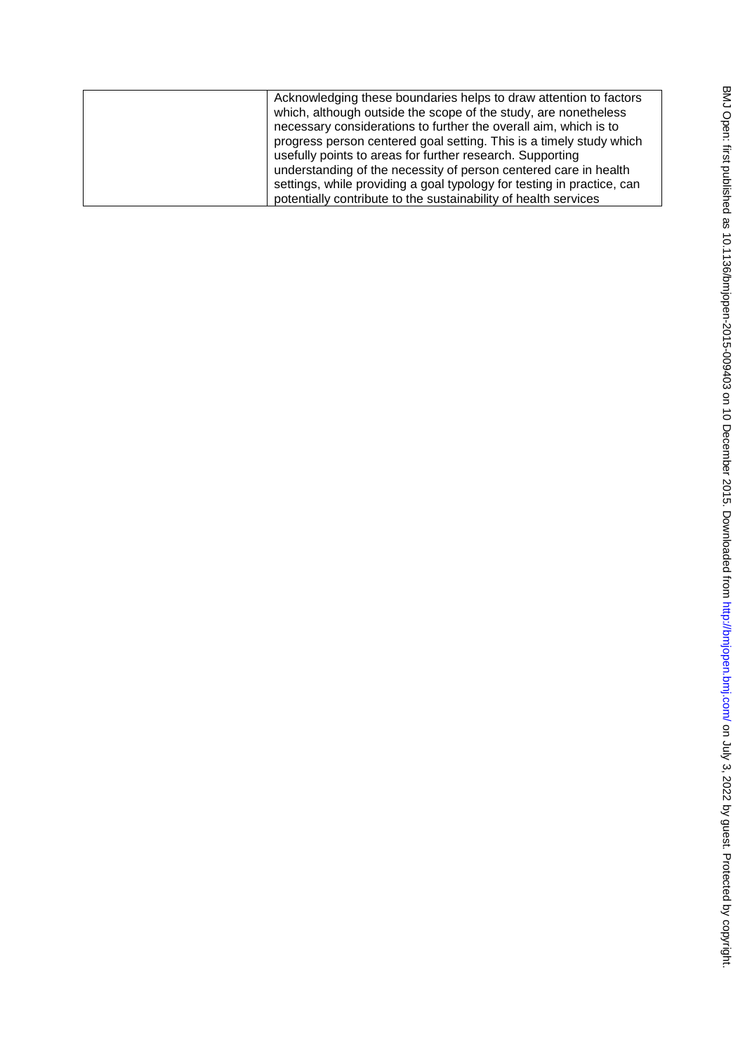| | |
| --- | --- |
| | Acknowledging these boundaries helps to draw attention to factors which, although outside the scope of the study, are nonetheless necessary considerations to further the overall aim, which is to progress person centered goal setting. This is a timely study which usefully points to areas for further research. Supporting understanding of the necessity of person centered care in health settings, while providing a goal typology for testing in practice, can potentially contribute to the sustainability of health services |